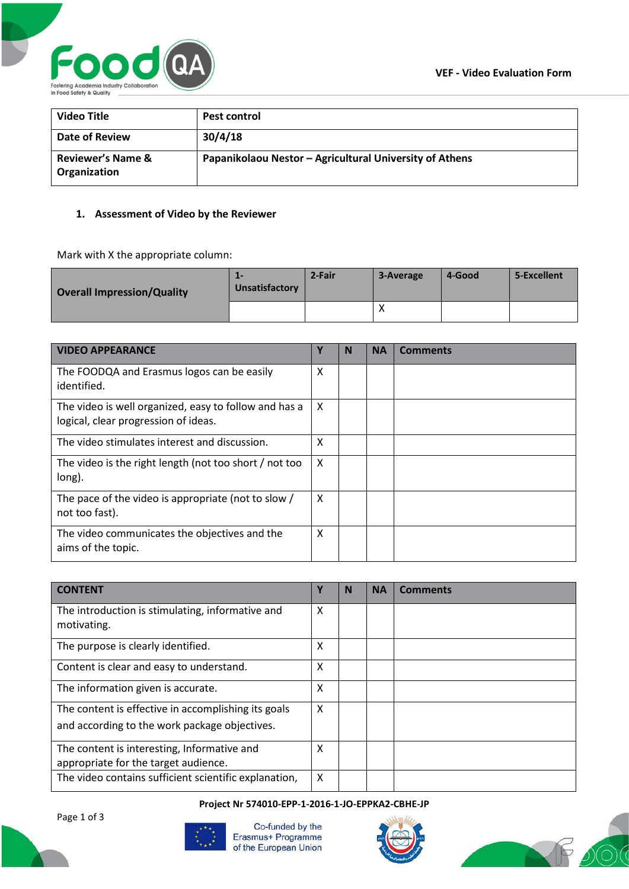VEF - Video Evaluation Form

| Video Title | Pest control |
|---|---|
| Date of Review | 30/4/18 |
| Reviewer's Name & Organization | Papanikolaou Nestor – Agricultural University of Athens |

## 1. Assessment of Video by the Reviewer

Mark with X the appropriate column:

| Overall Impression/Quality | 1-Unsatisfactory | 2-Fair | 3-Average | 4-Good | 5-Excellent |
|---|---|---|---|---|---|
| | | | X | | |

| VIDEO APPEARANCE | Y | N | NA | Comments |
|---|---|---|---|---|
| The FOODQA and Erasmus logos can be easily identified. | X | | | |
| The video is well organized, easy to follow and has a logical, clear progression of ideas. | X | | | |
| The video stimulates interest and discussion. | X | | | |
| The video is the right length (not too short / not too long). | X | | | |
| The pace of the video is appropriate (not to slow / not too fast). | X | | | |
| The video communicates the objectives and the aims of the topic. | X | | | |

| CONTENT | Y | N | NA | Comments |
|---|---|---|---|---|
| The introduction is stimulating, informative and motivating. | X | | | |
| The purpose is clearly identified. | X | | | |
| Content is clear and easy to understand. | X | | | |
| The information given is accurate. | X | | | |
| The content is effective in accomplishing its goals and according to the work package objectives. | X | | | |
| The content is interesting, Informative and appropriate for the target audience. | X | | | |
| The video contains sufficient scientific explanation, | X | | | |

Project Nr 574010-EPP-1-2016-1-JO-EPPKA2-CBHE-JP

Co-funded by the Erasmus+ Programme of the European Union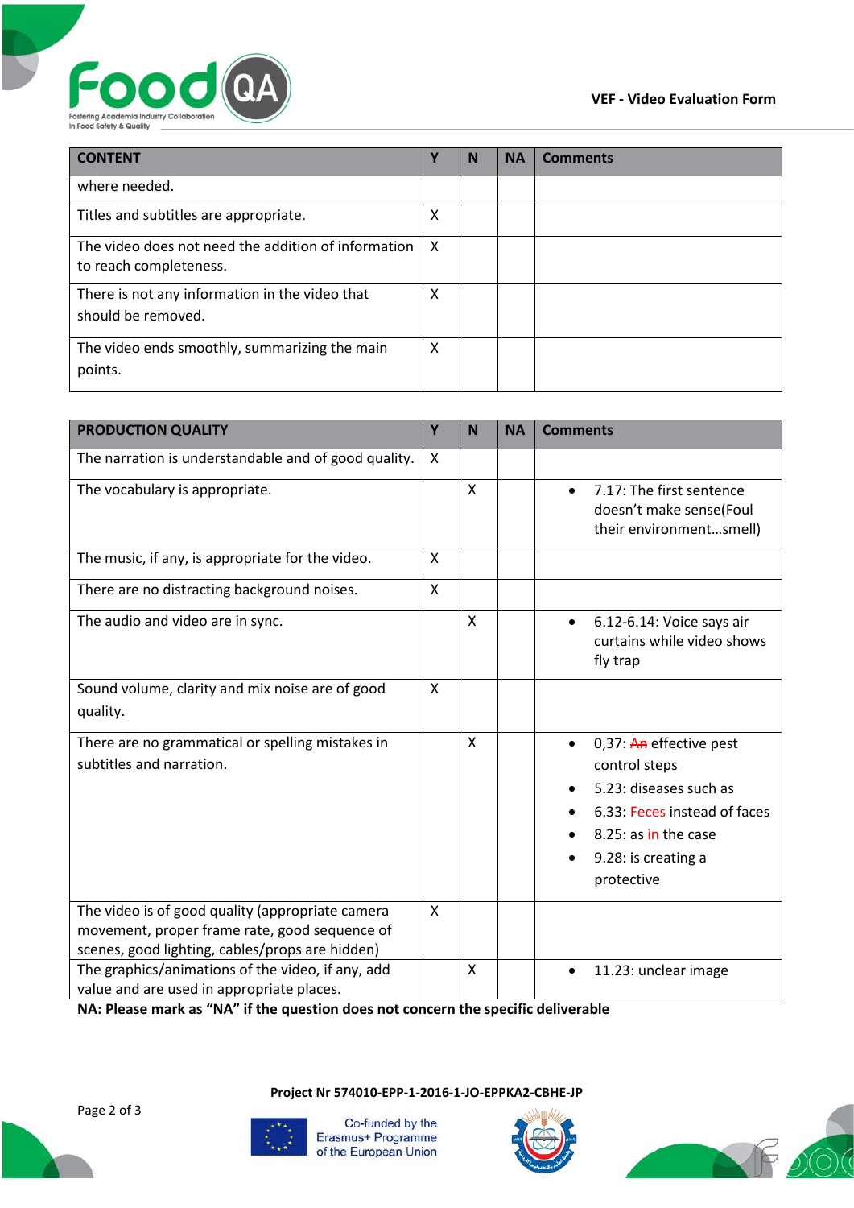| CONTENT | Y | N | NA | Comments |
|---|---|---|---|---|
| where needed. | | | | |
| Titles and subtitles are appropriate. | X | | | |
| The video does not need the addition of information to reach completeness. | X | | | |
| There is not any information in the video that should be removed. | X | | | |
| The video ends smoothly, summarizing the main points. | X | | | |

| PRODUCTION QUALITY | Y | N | NA | Comments |
|---|---|---|---|---|
| The narration is understandable and of good quality. | X | | | |
| The vocabulary is appropriate. | | X | | • 7.17: The first sentence doesn't make sense(Foul their environment…smell) |
| The music, if any, is appropriate for the video. | X | | | |
| There are no distracting background noises. | X | | | |
| The audio and video are in sync. | | X | | • 6.12-6.14: Voice says air curtains while video shows fly trap |
| Sound volume, clarity and mix noise are of good quality. | X | | | |
| There are no grammatical or spelling mistakes in subtitles and narration. | | X | | • 0,37: ~~An~~ effective pest control steps • 5.23: diseases such as • 6.33: Feces instead of faces • 8.25: as in the case • 9.28: is creating a protective |
| The video is of good quality (appropriate camera movement, proper frame rate, good sequence of scenes, good lighting, cables/props are hidden) | X | | | |
| The graphics/animations of the video, if any, add value and are used in appropriate places. | | X | | • 11.23: unclear image |

**NA: Please mark as "NA" if the question does not concern the specific deliverable**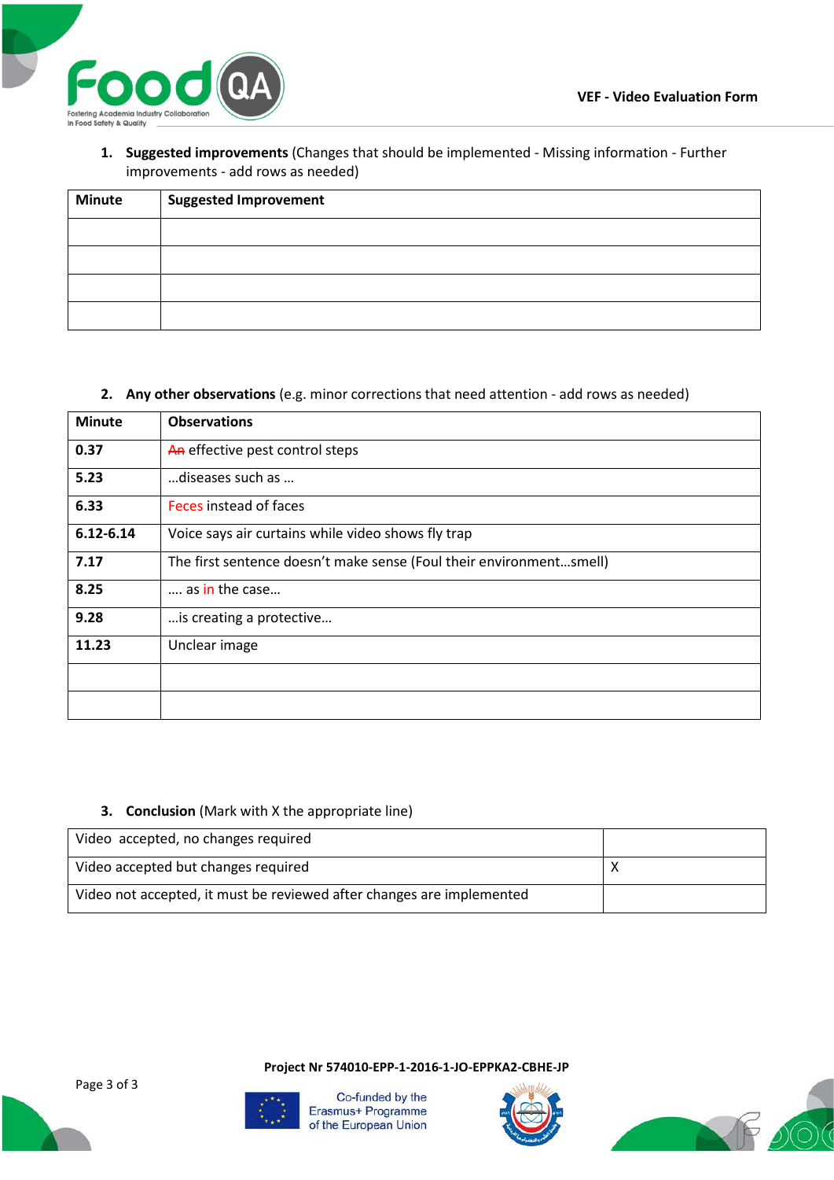1. **Suggested improvements** (Changes that should be implemented - Missing information - Further improvements - add rows as needed)

| Minute | Suggested Improvement |
|---|---|
| | |
| | |
| | |
| | |

2. **Any other observations** (e.g. minor corrections that need attention - add rows as needed)

| Minute | Observations |
|---|---|
| **0.37** | ~~An~~ effective pest control steps |
| **5.23** | …diseases such as … |
| **6.33** | Feces instead of faces |
| **6.12-6.14** | Voice says air curtains while video shows fly trap |
| **7.17** | The first sentence doesn't make sense (Foul their environment…smell) |
| **8.25** | …. as in the case… |
| **9.28** | …is creating a protective… |
| **11.23** | Unclear image |
| | |
| | |

3. **Conclusion** (Mark with X the appropriate line)

| | |
|---|---|
| Video accepted, no changes required | |
| Video accepted but changes required | X |
| Video not accepted, it must be reviewed after changes are implemented | |